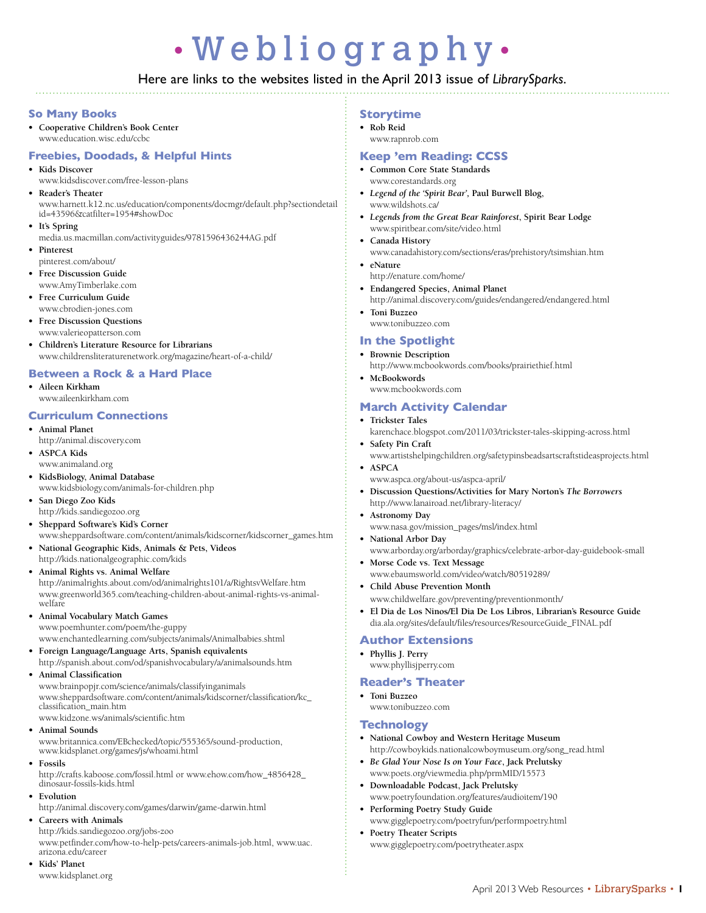# • Webliography •

Here are links to the websites listed in the April 2013 issue of *LibrarySparks*.

## So Many Books

- **Cooperative Children's Book Center**
  www.education.wisc.edu/ccbc

## Freebies, Doodads, & Helpful Hints

- **Kids Discover**
  www.kidsdiscover.com/free-lesson-plans
- **Reader's Theater**
  www.harnett.k12.nc.us/education/components/docmgr/default.php?sectiondetailid=43596&catfilter=1954#showDoc
- **It's Spring**
  media.us.macmillan.com/activityguides/9781596436244AG.pdf
- **Pinterest**
  pinterest.com/about/
- **Free Discussion Guide**
  www.AmyTimberlake.com
- **Free Curriculum Guide**
  www.cbrodien-jones.com
- **Free Discussion Questions**
  www.valerieopatterson.com
- **Children's Literature Resource for Librarians**
  www.childrensliteraturenetwork.org/magazine/heart-of-a-child/

## Between a Rock & a Hard Place

- **Aileen Kirkham**
  www.aileenkirkham.com

## Curriculum Connections

- **Animal Planet**
  http://animal.discovery.com
- **ASPCA Kids**
  www.animaland.org
- **KidsBiology, Animal Database**
  www.kidsbiology.com/animals-for-children.php
- **San Diego Zoo Kids**
  http://kids.sandiegozoo.org
- **Sheppard Software's Kid's Corner**
  www.sheppardsoftware.com/content/animals/kidscorner/kidscorner_games.htm
- **National Geographic Kids, Animals & Pets, Videos**
  http://kids.nationalgeographic.com/kids
- **Animal Rights vs. Animal Welfare**
  http://animalrights.about.com/od/animalrights101/a/RightsvWelfare.htm
  www.greenworld365.com/teaching-children-about-animal-rights-vs-animal-welfare
- **Animal Vocabulary Match Games**
  www.poemhunter.com/poem/the-guppy
  www.enchantedlearning.com/subjects/animals/Animalbabies.shtml
- **Foreign Language/Language Arts, Spanish equivalents**
  http://spanish.about.com/od/spanishvocabulary/a/animalsounds.htm
- **Animal Classification**
  www.brainpopjr.com/science/animals/classifyinganimals
  www.sheppardsoftware.com/content/animals/kidscorner/classification/kc_classification_main.htm
  www.kidzone.ws/animals/scientific.htm
- **Animal Sounds**
  www.britannica.com/EBchecked/topic/555365/sound-production,
  www.kidsplanet.org/games/js/whoami.html
- **Fossils**
  http://crafts.kaboose.com/fossil.html or www.ehow.com/how_4856428_dinosaur-fossils-kids.html
- **Evolution**
  http://animal.discovery.com/games/darwin/game-darwin.html
- **Careers with Animals**
  http://kids.sandiegozoo.org/jobs-zoo
  www.petfinder.com/how-to-help-pets/careers-animals-job.html, www.uac.arizona.edu/career
- **Kids' Planet**
  www.kidsplanet.org

## Storytime

- **Rob Reid**
  www.rapnrob.com

## Keep 'em Reading: CCSS

- **Common Core State Standards**
  www.corestandards.org
- ***Legend of the 'Spirit Bear'*, Paul Burwell Blog,**
  www.wildshots.ca/
- ***Legends from the Great Bear Rainforest*, Spirit Bear Lodge**
  www.spiritbear.com/site/video.html
- **Canada History**
  www.canadahistory.com/sections/eras/prehistory/tsimshian.htm
- **eNature**
  http://enature.com/home/
- **Endangered Species, Animal Planet**
  http://animal.discovery.com/guides/endangered/endangered.html
- **Toni Buzzeo**
  www.tonibuzzeo.com

## In the Spotlight

- **Brownie Description**
  http://www.mcbookwords.com/books/prairiethief.html
- **McBookwords**
  www.mcbookwords.com

## March Activity Calendar

- **Trickster Tales**
  karenchace.blogspot.com/2011/03/trickster-tales-skipping-across.html
- **Safety Pin Craft**
  www.artistshelpingchildren.org/safetypinsbeadsartscraftstideasprojects.html
- **ASPCA**
  www.aspca.org/about-us/aspca-april/
- **Discussion Questions/Activities for Mary Norton's *The Borrowers***
  http://www.lanairoad.net/library-literacy/
- **Astronomy Day**
  www.nasa.gov/mission_pages/msl/index.html
- **National Arbor Day**
  www.arborday.org/arborday/graphics/celebrate-arbor-day-guidebook-small
- **Morse Code vs. Text Message**
  www.ebaumsworld.com/video/watch/80519289/
- **Child Abuse Prevention Month**
  www.childwelfare.gov/preventing/preventionmonth/
- **El Dia de Los Ninos/El Dia De Los Libros, Librarian's Resource Guide**
  dia.ala.org/sites/default/files/resources/ResourceGuide_FINAL.pdf

## Author Extensions

- **Phyllis J. Perry**
  www.phyllisjperry.com

## Reader's Theater

- **Toni Buzzeo**
  www.tonibuzzeo.com

## Technology

- **National Cowboy and Western Heritage Museum**
  http://cowboykids.nationalcowboymuseum.org/song_read.html
- ***Be Glad Your Nose Is on Your Face*, Jack Prelutsky**
  www.poets.org/viewmedia.php/prmMID/15573
- **Downloadable Podcast, Jack Prelutsky**
  www.poetryfoundation.org/features/audioitem/190
- **Performing Poetry Study Guide**
  www.gigglepoetry.com/poetryfun/performpoetry.html
- **Poetry Theater Scripts**
  www.gigglepoetry.com/poetrytheater.aspx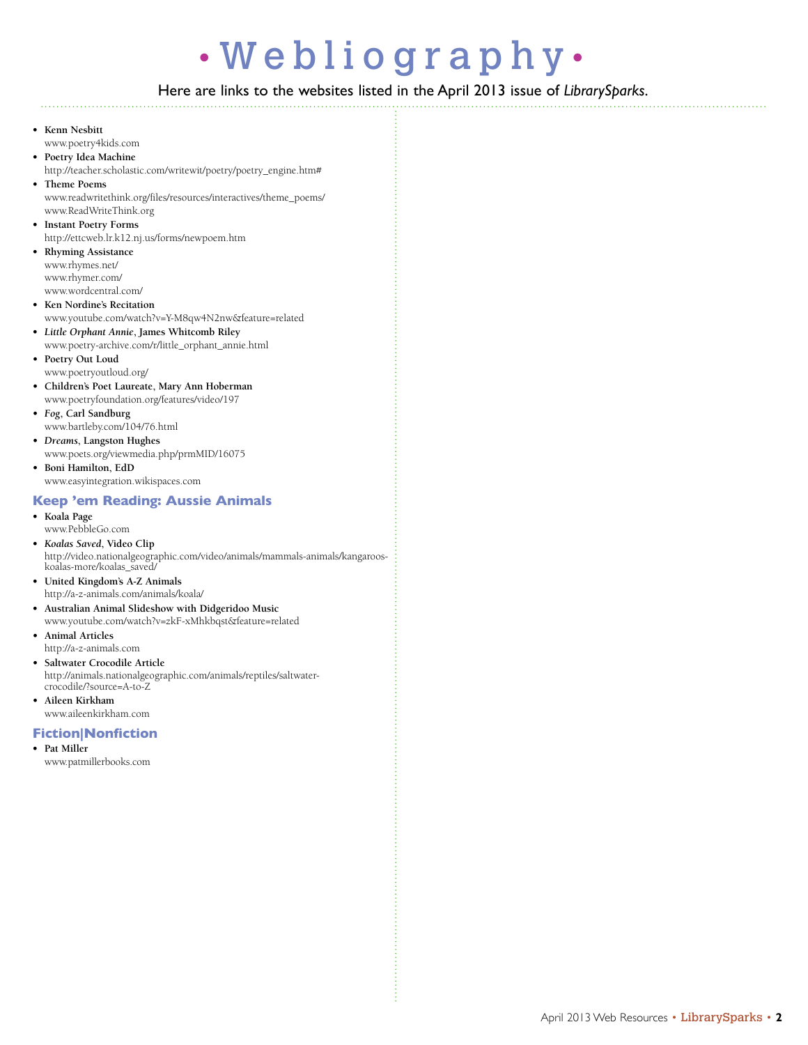# • Webliography •

Here are links to the websites listed in the April 2013 issue of *LibrarySparks*.

- **Kenn Nesbitt**
  www.poetry4kids.com
- **Poetry Idea Machine**
  http://teacher.scholastic.com/writewit/poetry/poetry_engine.htm#
- **Theme Poems**
  www.readwritethink.org/files/resources/interactives/theme_poems/
  www.ReadWriteThink.org
- **Instant Poetry Forms**
  http://ettcweb.lr.k12.nj.us/forms/newpoem.htm
- **Rhyming Assistance**
  www.rhymes.net/
  www.rhymer.com/
  www.wordcentral.com/
- **Ken Nordine's Recitation**
  www.youtube.com/watch?v=Y-M8qw4N2nw&feature=related
- ***Little Orphant Annie*, James Whitcomb Riley**
  www.poetry-archive.com/r/little_orphant_annie.html
- **Poetry Out Loud**
  www.poetryoutloud.org/
- **Children's Poet Laureate, Mary Ann Hoberman**
  www.poetryfoundation.org/features/video/197
- ***Fog*, Carl Sandburg**
  www.bartleby.com/104/76.html
- ***Dreams*, Langston Hughes**
  www.poets.org/viewmedia.php/prmMID/16075
- **Boni Hamilton, EdD**
  www.easyintegration.wikispaces.com

## Keep 'em Reading: Aussie Animals

- **Koala Page**
  www.PebbleGo.com
- ***Koalas Saved*, Video Clip**
  http://video.nationalgeographic.com/video/animals/mammals-animals/kangaroos-koalas-more/koalas_saved/
- **United Kingdom's A-Z Animals**
  http://a-z-animals.com/animals/koala/
- **Australian Animal Slideshow with Didgeridoo Music**
  www.youtube.com/watch?v=zkF-xMhkbqst&feature=related
- **Animal Articles**
  http://a-z-animals.com
- **Saltwater Crocodile Article**
  http://animals.nationalgeographic.com/animals/reptiles/saltwater-crocodile/?source=A-to-Z
- **Aileen Kirkham**
  www.aileenkirkham.com

## Fiction|Nonfiction

- **Pat Miller**
  www.patmillerbooks.com